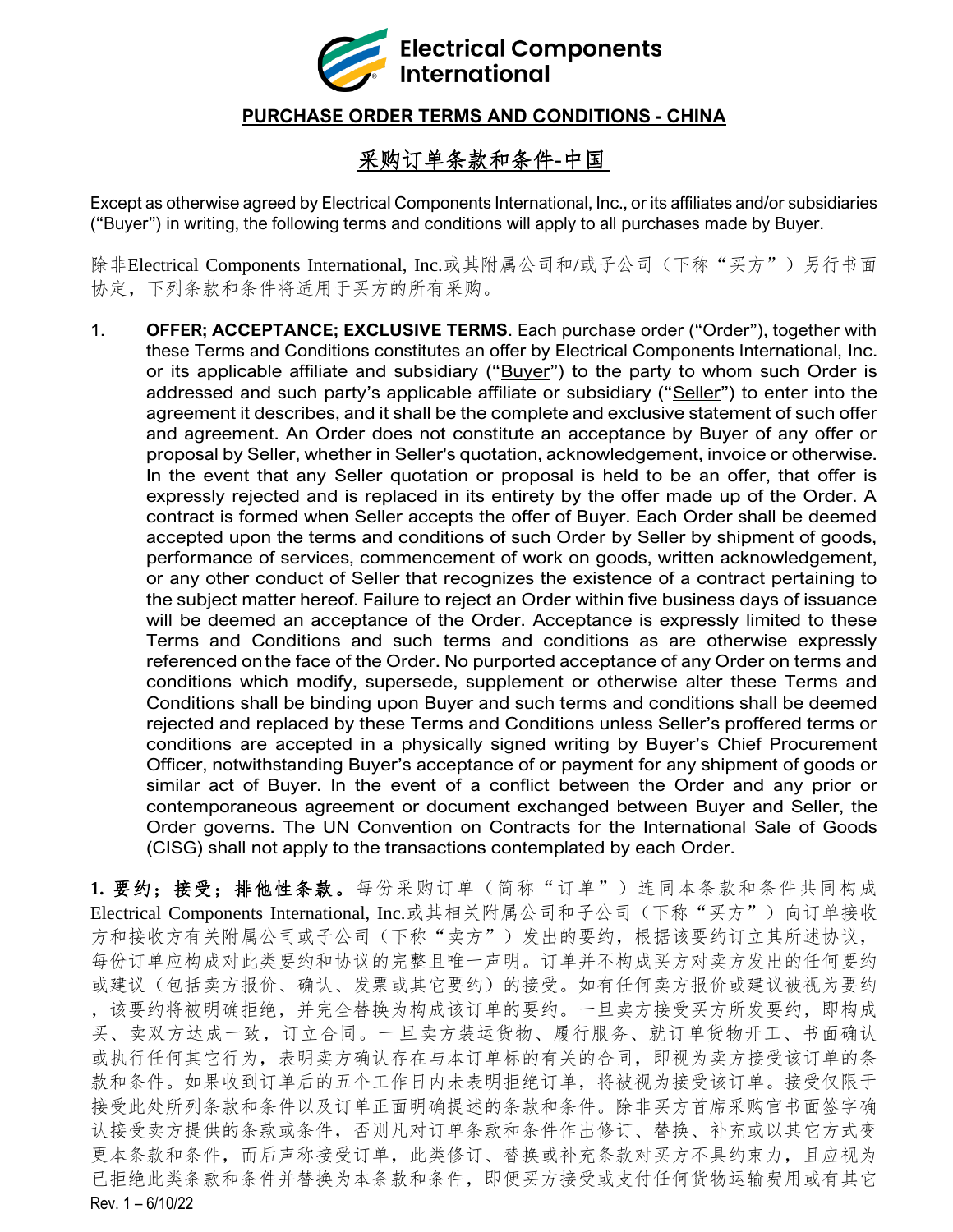**Electrical Components International**

## PURCHASE ORDER TERMS AND CONDITIONS - CHINA

## 采购订单条款和条件-中国

Except as otherwise agreed by Electrical Components International, Inc., or its affiliates and/or subsidiaries ("Buyer") in writing, the following terms and conditions will apply to all purchases made by Buyer.

除非Electrical Components International, Inc.或其附属公司和/或子公司（下称"买方"）另行书面协定，下列条款和条件将适用于买方的所有采购。

1. **OFFER; ACCEPTANCE; EXCLUSIVE TERMS**. Each purchase order ("Order"), together with these Terms and Conditions constitutes an offer by Electrical Components International, Inc. or its applicable affiliate and subsidiary ("Buyer") to the party to whom such Order is addressed and such party's applicable affiliate or subsidiary ("Seller") to enter into the agreement it describes, and it shall be the complete and exclusive statement of such offer and agreement. An Order does not constitute an acceptance by Buyer of any offer or proposal by Seller, whether in Seller's quotation, acknowledgement, invoice or otherwise. In the event that any Seller quotation or proposal is held to be an offer, that offer is expressly rejected and is replaced in its entirety by the offer made up of the Order. A contract is formed when Seller accepts the offer of Buyer. Each Order shall be deemed accepted upon the terms and conditions of such Order by Seller by shipment of goods, performance of services, commencement of work on goods, written acknowledgement, or any other conduct of Seller that recognizes the existence of a contract pertaining to the subject matter hereof. Failure to reject an Order within five business days of issuance will be deemed an acceptance of the Order. Acceptance is expressly limited to these Terms and Conditions and such terms and conditions as are otherwise expressly referenced on the face of the Order. No purported acceptance of any Order on terms and conditions which modify, supersede, supplement or otherwise alter these Terms and Conditions shall be binding upon Buyer and such terms and conditions shall be deemed rejected and replaced by these Terms and Conditions unless Seller's proffered terms or conditions are accepted in a physically signed writing by Buyer's Chief Procurement Officer, notwithstanding Buyer's acceptance of or payment for any shipment of goods or similar act of Buyer. In the event of a conflict between the Order and any prior or contemporaneous agreement or document exchanged between Buyer and Seller, the Order governs. The UN Convention on Contracts for the International Sale of Goods (CISG) shall not apply to the transactions contemplated by each Order.

**1. 要约；接受；排他性条款。**每份采购订单（简称"订单"）连同本条款和条件共同构成Electrical Components International, Inc.或其相关附属公司和子公司（下称"买方"）向订单接收方和接收方有关附属公司或子公司（下称"卖方"）发出的要约，根据该要约订立其所述协议，每份订单应构成对此类要约和协议的完整且唯一声明。订单并不构成买方对卖方发出的任何要约或建议（包括卖方报价、确认、发票或其它要约）的接受。如有任何卖方报价或建议被视为要约，该要约将被明确拒绝，并完全替换为构成该订单的要约。一旦卖方接受买方所发要约，即构成买、卖双方达成一致，订立合同。一旦卖方装运货物、履行服务、就订单货物开工、书面确认或执行任何其它行为，表明卖方确认存在与本订单标的有关的合同，即视为卖方接受该订单的条款和条件。如果收到订单后的五个工作日内未表明拒绝订单，将被视为接受该订单。接受仅限于接受此处所列条款和条件以及订单正面明确提述的条款和条件。除非买方首席采购官书面签字确认接受卖方提供的条款或条件，否则凡对订单条款和条件作出修订、替换、补充或以其它方式变更本条款和条件，而后声称接受订单，此类修订、替换或补充条款对买方不具约束力，且应视为已拒绝此类条款和条件并替换为本条款和条件，即便买方接受或支付任何货物运输费用或有其它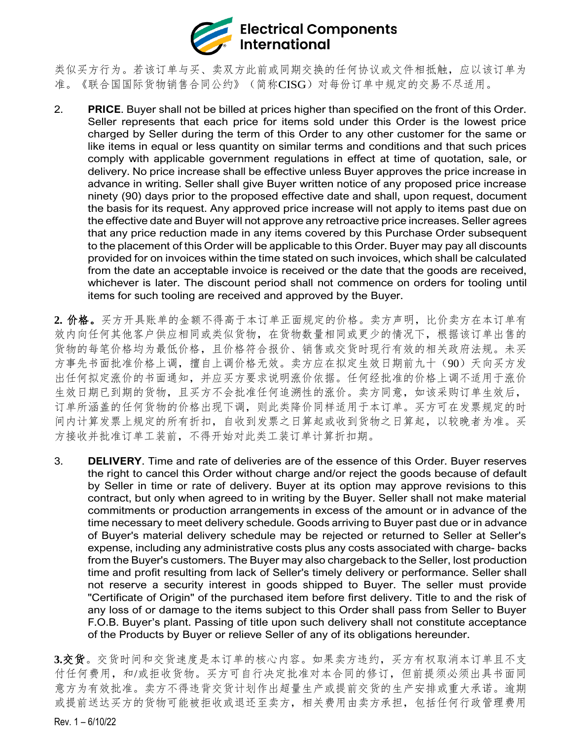类似买方行为。若该订单与买、卖双方此前或同期交换的任何协议或文件相抵触，应以该订单为准。《联合国国际货物销售合同公约》（简称CISG）对每份订单中规定的交易不尽适用。

2. **PRICE**. Buyer shall not be billed at prices higher than specified on the front of this Order. Seller represents that each price for items sold under this Order is the lowest price charged by Seller during the term of this Order to any other customer for the same or like items in equal or less quantity on similar terms and conditions and that such prices comply with applicable government regulations in effect at time of quotation, sale, or delivery. No price increase shall be effective unless Buyer approves the price increase in advance in writing. Seller shall give Buyer written notice of any proposed price increase ninety (90) days prior to the proposed effective date and shall, upon request, document the basis for its request. Any approved price increase will not apply to items past due on the effective date and Buyer will not approve any retroactive price increases. Seller agrees that any price reduction made in any items covered by this Purchase Order subsequent to the placement of this Order will be applicable to this Order. Buyer may pay all discounts provided for on invoices within the time stated on such invoices, which shall be calculated from the date an acceptable invoice is received or the date that the goods are received, whichever is later. The discount period shall not commence on orders for tooling until items for such tooling are received and approved by the Buyer.

**2. 价格。**买方开具账单的金额不得高于本订单正面规定的价格。卖方声明，比价卖方在本订单有效内向任何其他客户供应相同或类似货物，在货物数量相同或更少的情况下，根据该订单出售的货物的每笔价格均为最低价格，且价格符合报价、销售或交货时现行有效的相关政府法规。未买方事先书面批准价格上调，擅自上调价格无效。卖方应在拟定生效日期前九十（90）天向买方发出任何拟定涨价的书面通知，并应买方要求说明涨价依据。任何经批准的价格上调不适用于涨价生效日期已到期的货物，且买方不会批准任何追溯性的涨价。卖方同意，如该采购订单生效后，订单所涵盖的任何货物的价格出现下调，则此类降价同样适用于本订单。买方可在发票规定的时间内计算发票上规定的所有折扣，自收到发票之日算起或收到货物之日算起，以较晚者为准。买方接收并批准订单工装前，不得开始对此类工装订单计算折扣期。

3. **DELIVERY**. Time and rate of deliveries are of the essence of this Order. Buyer reserves the right to cancel this Order without charge and/or reject the goods because of default by Seller in time or rate of delivery. Buyer at its option may approve revisions to this contract, but only when agreed to in writing by the Buyer. Seller shall not make material commitments or production arrangements in excess of the amount or in advance of the time necessary to meet delivery schedule. Goods arriving to Buyer past due or in advance of Buyer's material delivery schedule may be rejected or returned to Seller at Seller's expense, including any administrative costs plus any costs associated with charge- backs from the Buyer's customers. The Buyer may also chargeback to the Seller, lost production time and profit resulting from lack of Seller's timely delivery or performance. Seller shall not reserve a security interest in goods shipped to Buyer. The seller must provide "Certificate of Origin" of the purchased item before first delivery. Title to and the risk of any loss of or damage to the items subject to this Order shall pass from Seller to Buyer F.O.B. Buyer's plant. Passing of title upon such delivery shall not constitute acceptance of the Products by Buyer or relieve Seller of any of its obligations hereunder.

**3.交货**。交货时间和交货速度是本订单的核心内容。如果卖方违约，买方有权取消本订单且不支付任何费用，和/或拒收货物。买方可自行决定批准对本合同的修订，但前提须必须出具书面同意方为有效批准。卖方不得违背交货计划作出超量生产或提前交货的生产安排或重大承诺。逾期或提前送达买方的货物可能被拒收或退还至卖方，相关费用由卖方承担，包括任何行政管理费用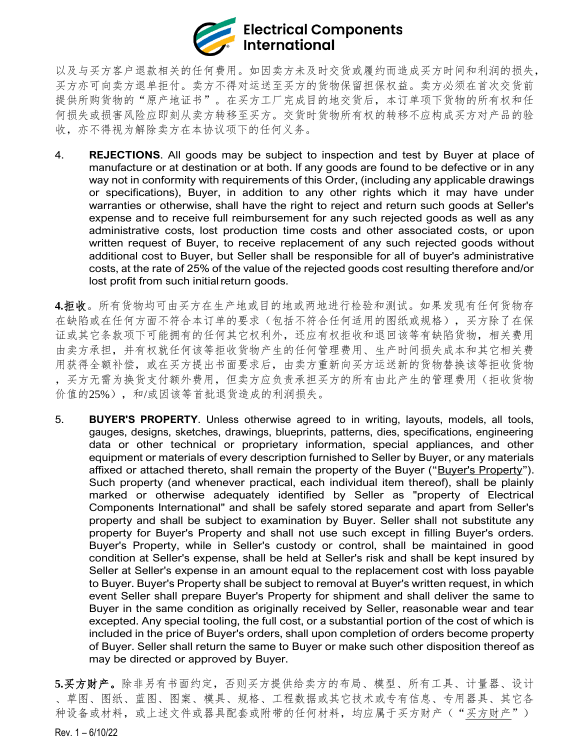以及与买方客户退款相关的任何费用。如因卖方未及时交货或履约而造成买方时间和利润的损失，买方亦可向卖方退单拒付。卖方不得对运送至买方的货物保留担保权益。卖方必须在首次交货前提供所购货物的“原产地证书”。在买方工厂完成目的地交货后，本订单项下货物的所有权和任何损失或损害风险应即刻从卖方转移至买方。交货时货物所有权的转移不应构成买方对产品的验收，亦不得视为解除卖方在本协议项下的任何义务。

4. **REJECTIONS**. All goods may be subject to inspection and test by Buyer at place of manufacture or at destination or at both. If any goods are found to be defective or in any way not in conformity with requirements of this Order, (including any applicable drawings or specifications), Buyer, in addition to any other rights which it may have under warranties or otherwise, shall have the right to reject and return such goods at Seller's expense and to receive full reimbursement for any such rejected goods as well as any administrative costs, lost production time costs and other associated costs, or upon written request of Buyer, to receive replacement of any such rejected goods without additional cost to Buyer, but Seller shall be responsible for all of buyer's administrative costs, at the rate of 25% of the value of the rejected goods cost resulting therefore and/or lost profit from such initial return goods.

**4.拒收**。所有货物均可由买方在生产地或目的地或两地进行检验和测试。如果发现有任何货物存在缺陷或在任何方面不符合本订单的要求（包括不符合任何适用的图纸或规格），买方除了在保证或其它条款项下可能拥有的任何其它权利外，还应有权拒收和退回该等有缺陷货物，相关费用由卖方承担，并有权就任何该等拒收货物产生的任何管理费用、生产时间损失成本和其它相关费用获得全额补偿，或在买方提出书面要求后，由卖方重新向买方运送新的货物替换该等拒收货物，买方无需为换货支付额外费用，但卖方应负责承担买方的所有由此产生的管理费用（拒收货物价值的25%），和/或因该等首批退货造成的利润损失。

5. **BUYER'S PROPERTY**. Unless otherwise agreed to in writing, layouts, models, all tools, gauges, designs, sketches, drawings, blueprints, patterns, dies, specifications, engineering data or other technical or proprietary information, special appliances, and other equipment or materials of every description furnished to Seller by Buyer, or any materials affixed or attached thereto, shall remain the property of the Buyer ("Buyer's Property"). Such property (and whenever practical, each individual item thereof), shall be plainly marked or otherwise adequately identified by Seller as "property of Electrical Components International" and shall be safely stored separate and apart from Seller's property and shall be subject to examination by Buyer. Seller shall not substitute any property for Buyer's Property and shall not use such except in filling Buyer's orders. Buyer's Property, while in Seller's custody or control, shall be maintained in good condition at Seller's expense, shall be held at Seller's risk and shall be kept insured by Seller at Seller's expense in an amount equal to the replacement cost with loss payable to Buyer. Buyer's Property shall be subject to removal at Buyer's written request, in which event Seller shall prepare Buyer's Property for shipment and shall deliver the same to Buyer in the same condition as originally received by Seller, reasonable wear and tear excepted. Any special tooling, the full cost, or a substantial portion of the cost of which is included in the price of Buyer's orders, shall upon completion of orders become property of Buyer. Seller shall return the same to Buyer or make such other disposition thereof as may be directed or approved by Buyer.

**5.买方财产。**除非另有书面约定，否则买方提供给卖方的布局、模型、所有工具、计量器、设计、草图、图纸、蓝图、图案、模具、规格、工程数据或其它技术或专有信息、专用器具、其它各种设备或材料，或上述文件或器具配套或附带的任何材料，均应属于买方财产（“买方财产”）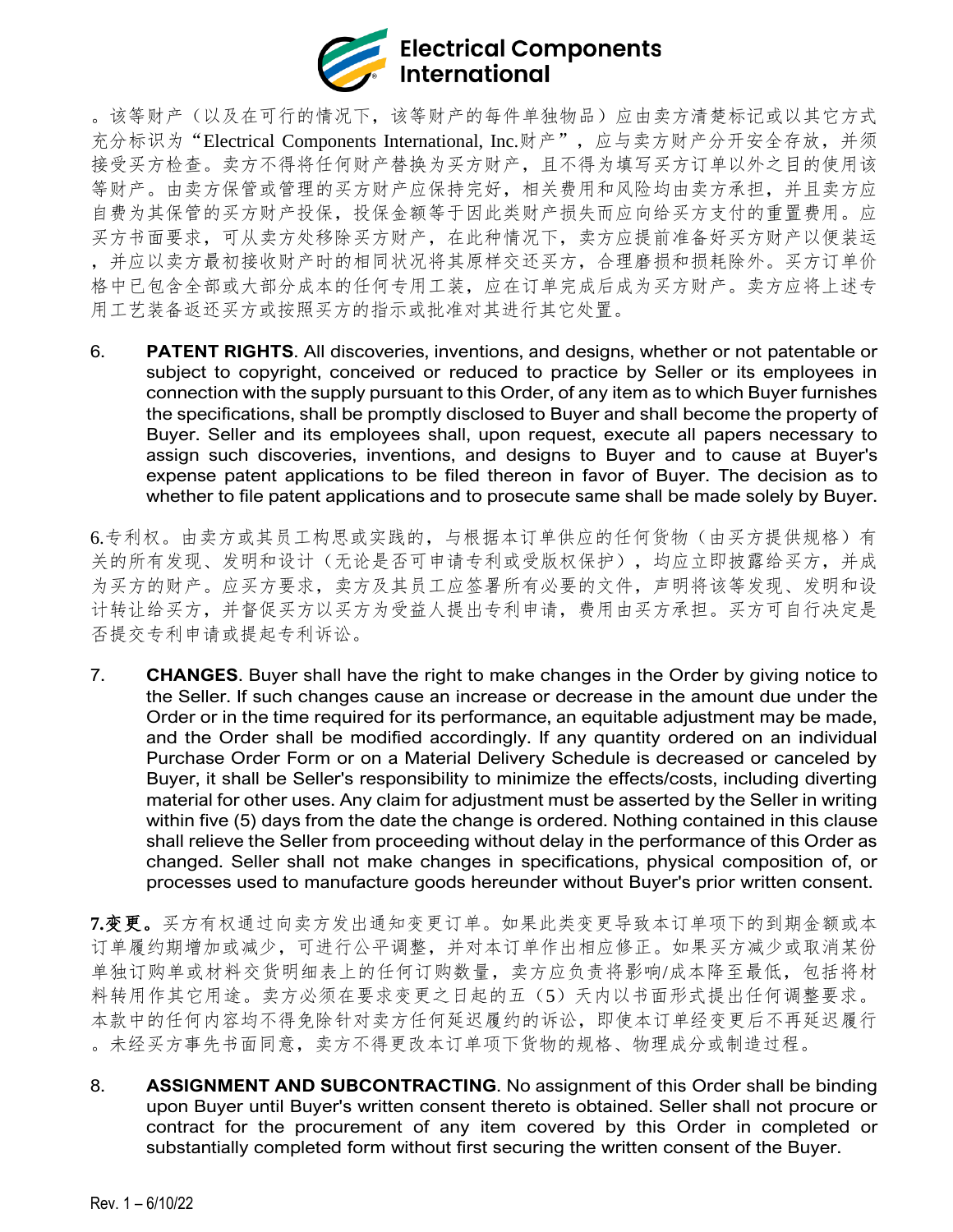。该等财产（以及在可行的情况下，该等财产的每件单独物品）应由卖方清楚标记或以其它方式充分标识为"Electrical Components International, Inc.财产"，应与卖方财产分开安全存放，并须接受买方检查。卖方不得将任何财产替换为买方财产，且不得为填写买方订单以外之目的使用该等财产。由卖方保管或管理的买方财产应保持完好，相关费用和风险均由卖方承担，并且卖方应自费为其保管的买方财产投保，投保金额等于因此类财产损失而应向给买方支付的重置费用。应买方书面要求，可从卖方处移除买方财产，在此种情况下，卖方应提前准备好买方财产以便装运，并应以卖方最初接收财产时的相同状况将其原样交还买方，合理磨损和损耗除外。买方订单价格中已包含全部或大部分成本的任何专用工装，应在订单完成后成为买方财产。卖方应将上述专用工艺装备返还买方或按照买方的指示或批准对其进行其它处置。

6. **PATENT RIGHTS**. All discoveries, inventions, and designs, whether or not patentable or subject to copyright, conceived or reduced to practice by Seller or its employees in connection with the supply pursuant to this Order, of any item as to which Buyer furnishes the specifications, shall be promptly disclosed to Buyer and shall become the property of Buyer. Seller and its employees shall, upon request, execute all papers necessary to assign such discoveries, inventions, and designs to Buyer and to cause at Buyer's expense patent applications to be filed thereon in favor of Buyer. The decision as to whether to file patent applications and to prosecute same shall be made solely by Buyer.

6.专利权。由卖方或其员工构思或实践的，与根据本订单供应的任何货物（由买方提供规格）有关的所有发现、发明和设计（无论是否可申请专利或受版权保护），均应立即披露给买方，并成为买方的财产。应买方要求，卖方及其员工应签署所有必要的文件，声明将该等发现、发明和设计转让给买方，并督促买方以买方为受益人提出专利申请，费用由买方承担。买方可自行决定是否提交专利申请或提起专利诉讼。

7. **CHANGES**. Buyer shall have the right to make changes in the Order by giving notice to the Seller. If such changes cause an increase or decrease in the amount due under the Order or in the time required for its performance, an equitable adjustment may be made, and the Order shall be modified accordingly. If any quantity ordered on an individual Purchase Order Form or on a Material Delivery Schedule is decreased or canceled by Buyer, it shall be Seller's responsibility to minimize the effects/costs, including diverting material for other uses. Any claim for adjustment must be asserted by the Seller in writing within five (5) days from the date the change is ordered. Nothing contained in this clause shall relieve the Seller from proceeding without delay in the performance of this Order as changed. Seller shall not make changes in specifications, physical composition of, or processes used to manufacture goods hereunder without Buyer's prior written consent.

**7.变更。**买方有权通过向卖方发出通知变更订单。如果此类变更导致本订单项下的到期金额或本订单履约期增加或减少，可进行公平调整，并对本订单作出相应修正。如果买方减少或取消某份单独订购单或材料交货明细表上的任何订购数量，卖方应负责将影响/成本降至最低，包括将材料转用作其它用途。卖方必须在要求变更之日起的五（5）天内以书面形式提出任何调整要求。本款中的任何内容均不得免除针对卖方任何延迟履约的诉讼，即使本订单经变更后不再延迟履行。未经买方事先书面同意，卖方不得更改本订单项下货物的规格、物理成分或制造过程。

8. **ASSIGNMENT AND SUBCONTRACTING**. No assignment of this Order shall be binding upon Buyer until Buyer's written consent thereto is obtained. Seller shall not procure or contract for the procurement of any item covered by this Order in completed or substantially completed form without first securing the written consent of the Buyer.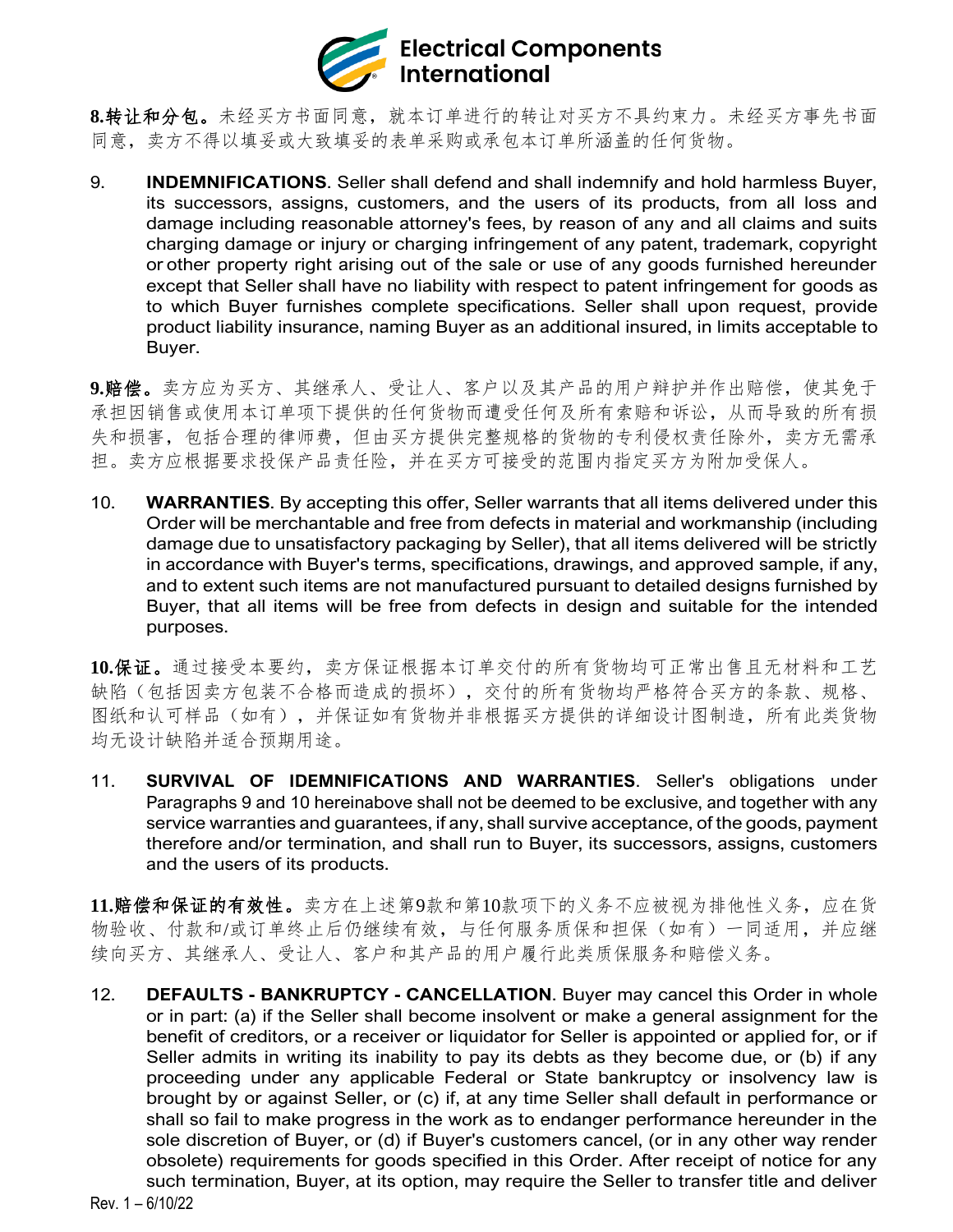**8.转让和分包。**未经买方书面同意，就本订单进行的转让对买方不具约束力。未经买方事先书面同意，卖方不得以填妥或大致填妥的表单采购或承包本订单所涵盖的任何货物。

9. **INDEMNIFICATIONS**. Seller shall defend and shall indemnify and hold harmless Buyer, its successors, assigns, customers, and the users of its products, from all loss and damage including reasonable attorney's fees, by reason of any and all claims and suits charging damage or injury or charging infringement of any patent, trademark, copyright or other property right arising out of the sale or use of any goods furnished hereunder except that Seller shall have no liability with respect to patent infringement for goods as to which Buyer furnishes complete specifications. Seller shall upon request, provide product liability insurance, naming Buyer as an additional insured, in limits acceptable to Buyer.

**9.赔偿。**卖方应为买方、其继承人、受让人、客户以及其产品的用户辩护并作出赔偿，使其免于承担因销售或使用本订单项下提供的任何货物而遭受任何及所有索赔和诉讼，从而导致的所有损失和损害，包括合理的律师费，但由买方提供完整规格的货物的专利侵权责任除外，卖方无需承担。卖方应根据要求投保产品责任险，并在买方可接受的范围内指定买方为附加受保人。

10. **WARRANTIES**. By accepting this offer, Seller warrants that all items delivered under this Order will be merchantable and free from defects in material and workmanship (including damage due to unsatisfactory packaging by Seller), that all items delivered will be strictly in accordance with Buyer's terms, specifications, drawings, and approved sample, if any, and to extent such items are not manufactured pursuant to detailed designs furnished by Buyer, that all items will be free from defects in design and suitable for the intended purposes.

**10.保证。**通过接受本要约，卖方保证根据本订单交付的所有货物均可正常出售且无材料和工艺缺陷（包括因卖方包装不合格而造成的损坏），交付的所有货物均严格符合买方的条款、规格、图纸和认可样品（如有），并保证如有货物并非根据买方提供的详细设计图制造，所有此类货物均无设计缺陷并适合预期用途。

11. **SURVIVAL OF IDEMNIFICATIONS AND WARRANTIES**. Seller's obligations under Paragraphs 9 and 10 hereinabove shall not be deemed to be exclusive, and together with any service warranties and guarantees, if any, shall survive acceptance, of the goods, payment therefore and/or termination, and shall run to Buyer, its successors, assigns, customers and the users of its products.

**11.赔偿和保证的有效性。**卖方在上述第9款和第10款项下的义务不应被视为排他性义务，应在货物验收、付款和/或订单终止后仍继续有效，与任何服务质保和担保（如有）一同适用，并应继续向买方、其继承人、受让人、客户和其产品的用户履行此类质保服务和赔偿义务。

12. **DEFAULTS - BANKRUPTCY - CANCELLATION**. Buyer may cancel this Order in whole or in part: (a) if the Seller shall become insolvent or make a general assignment for the benefit of creditors, or a receiver or liquidator for Seller is appointed or applied for, or if Seller admits in writing its inability to pay its debts as they become due, or (b) if any proceeding under any applicable Federal or State bankruptcy or insolvency law is brought by or against Seller, or (c) if, at any time Seller shall default in performance or shall so fail to make progress in the work as to endanger performance hereunder in the sole discretion of Buyer, or (d) if Buyer's customers cancel, (or in any other way render obsolete) requirements for goods specified in this Order. After receipt of notice for any such termination, Buyer, at its option, may require the Seller to transfer title and deliver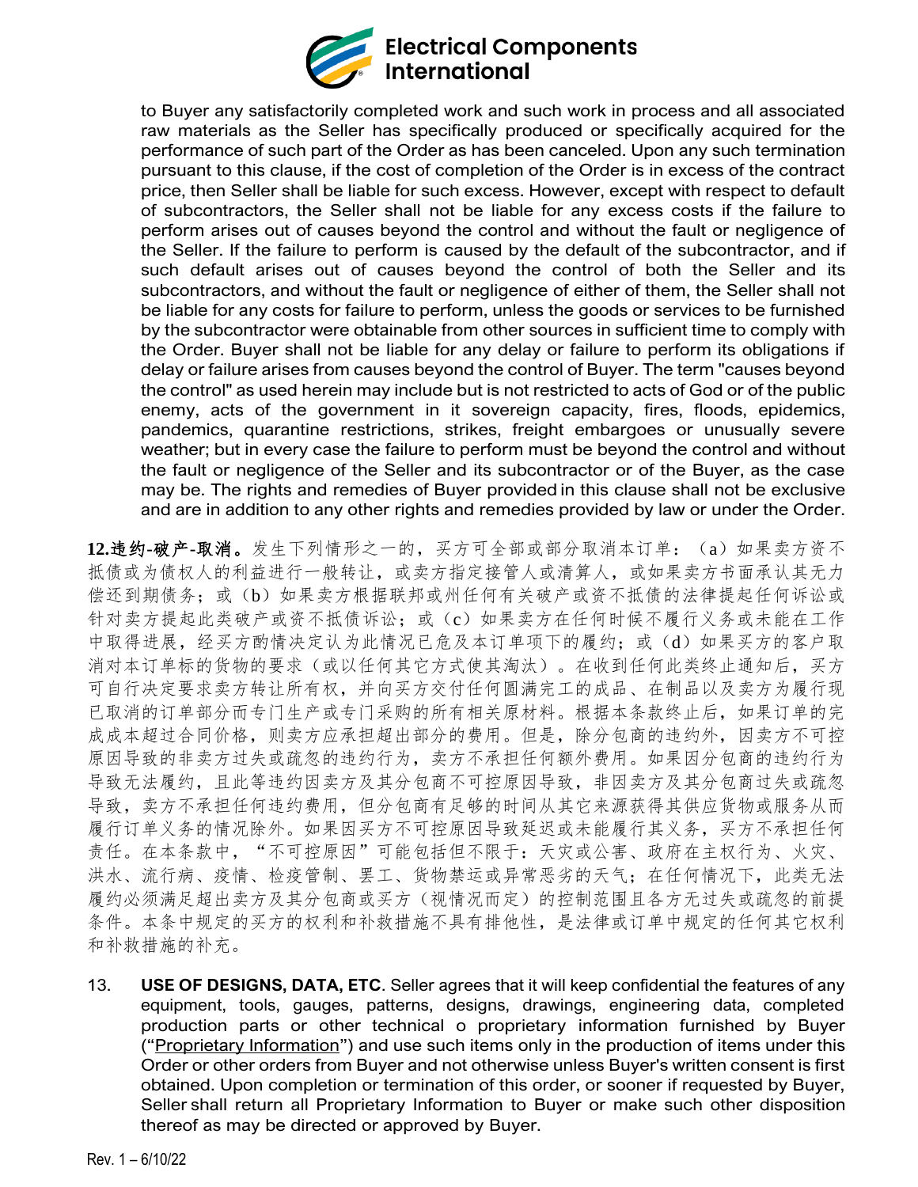to Buyer any satisfactorily completed work and such work in process and all associated raw materials as the Seller has specifically produced or specifically acquired for the performance of such part of the Order as has been canceled. Upon any such termination pursuant to this clause, if the cost of completion of the Order is in excess of the contract price, then Seller shall be liable for such excess. However, except with respect to default of subcontractors, the Seller shall not be liable for any excess costs if the failure to perform arises out of causes beyond the control and without the fault or negligence of the Seller. If the failure to perform is caused by the default of the subcontractor, and if such default arises out of causes beyond the control of both the Seller and its subcontractors, and without the fault or negligence of either of them, the Seller shall not be liable for any costs for failure to perform, unless the goods or services to be furnished by the subcontractor were obtainable from other sources in sufficient time to comply with the Order. Buyer shall not be liable for any delay or failure to perform its obligations if delay or failure arises from causes beyond the control of Buyer. The term "causes beyond the control" as used herein may include but is not restricted to acts of God or of the public enemy, acts of the government in it sovereign capacity, fires, floods, epidemics, pandemics, quarantine restrictions, strikes, freight embargoes or unusually severe weather; but in every case the failure to perform must be beyond the control and without the fault or negligence of the Seller and its subcontractor or of the Buyer, as the case may be. The rights and remedies of Buyer provided in this clause shall not be exclusive and are in addition to any other rights and remedies provided by law or under the Order.

**12.违约-破产-取消。**发生下列情形之一的，买方可全部或部分取消本订单：（a）如果卖方资不抵债或为债权人的利益进行一般转让，或卖方指定接管人或清算人，或如果卖方书面承认其无力偿还到期债务；或（b）如果卖方根据联邦或州任何有关破产或资不抵债的法律提起任何诉讼或针对卖方提起此类破产或资不抵债诉讼；或（c）如果卖方在任何时候不履行义务或未能在工作中取得进展，经买方酌情决定认为此情况已危及本订单项下的履约；或（d）如果买方的客户取消对本订单标的货物的要求（或以任何其它方式使其淘汰）。在收到任何此类终止通知后，买方可自行决定要求卖方转让所有权，并向买方交付任何圆满完工的成品、在制品以及卖方为履行现已取消的订单部分而专门生产或专门采购的所有相关原材料。根据本条款终止后，如果订单的完成成本超过合同价格，则卖方应承担超出部分的费用。但是，除分包商的违约外，因卖方不可控原因导致的非卖方过失或疏忽的违约行为，卖方不承担任何额外费用。如果因分包商的违约行为导致无法履约，且此等违约因卖方及其分包商不可控原因导致，非因卖方及其分包商过失或疏忽导致，卖方不承担任何违约费用，但分包商有足够的时间从其它来源获得其供应货物或服务从而履行订单义务的情况除外。如果因买方不可控原因导致延迟或未能履行其义务，买方不承担任何责任。在本条款中，"不可控原因"可能包括但不限于：天灾或公害、政府在主权行为、火灾、洪水、流行病、疫情、检疫管制、罢工、货物禁运或异常恶劣的天气；在任何情况下，此类无法履约必须满足超出卖方及其分包商或买方（视情况而定）的控制范围且各方无过失或疏忽的前提条件。本条中规定的买方的权利和补救措施不具有排他性，是法律或订单中规定的任何其它权利和补救措施的补充。

13. **USE OF DESIGNS, DATA, ETC**. Seller agrees that it will keep confidential the features of any equipment, tools, gauges, patterns, designs, drawings, engineering data, completed production parts or other technical o proprietary information furnished by Buyer ("Proprietary Information") and use such items only in the production of items under this Order or other orders from Buyer and not otherwise unless Buyer's written consent is first obtained. Upon completion or termination of this order, or sooner if requested by Buyer, Seller shall return all Proprietary Information to Buyer or make such other disposition thereof as may be directed or approved by Buyer.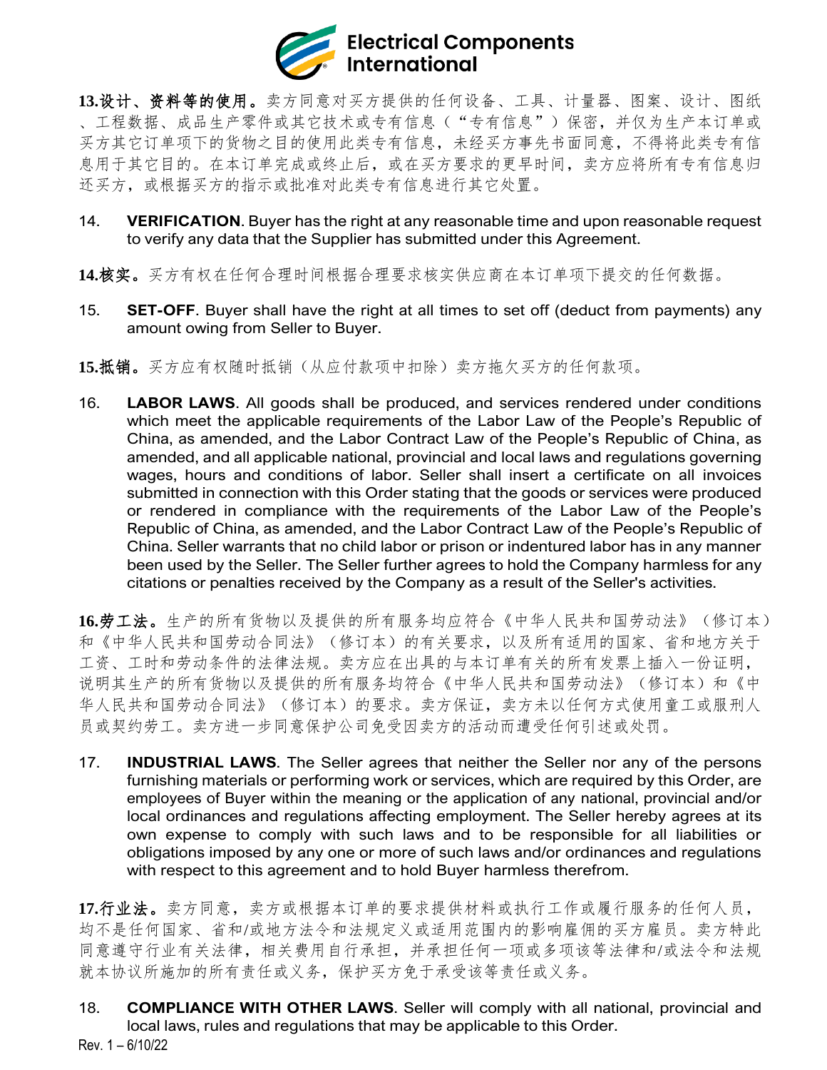**13.设计、资料等的使用。**卖方同意对买方提供的任何设备、工具、计量器、图案、设计、图纸、工程数据、成品生产零件或其它技术或专有信息（“专有信息”）保密，并仅为生产本订单或买方其它订单项下的货物之目的使用此类专有信息，未经买方事先书面同意，不得将此类专有信息用于其它目的。在本订单完成或终止后，或在买方要求的更早时间，卖方应将所有专有信息归还买方，或根据买方的指示或批准对此类专有信息进行其它处置。

14. **VERIFICATION**. Buyer has the right at any reasonable time and upon reasonable request to verify any data that the Supplier has submitted under this Agreement.

**14.核实。**买方有权在任何合理时间根据合理要求核实供应商在本订单项下提交的任何数据。

15. **SET-OFF**. Buyer shall have the right at all times to set off (deduct from payments) any amount owing from Seller to Buyer.

**15.抵销。**买方应有权随时抵销（从应付款项中扣除）卖方拖欠买方的任何款项。

16. **LABOR LAWS**. All goods shall be produced, and services rendered under conditions which meet the applicable requirements of the Labor Law of the People's Republic of China, as amended, and the Labor Contract Law of the People's Republic of China, as amended, and all applicable national, provincial and local laws and regulations governing wages, hours and conditions of labor. Seller shall insert a certificate on all invoices submitted in connection with this Order stating that the goods or services were produced or rendered in compliance with the requirements of the Labor Law of the People's Republic of China, as amended, and the Labor Contract Law of the People's Republic of China. Seller warrants that no child labor or prison or indentured labor has in any manner been used by the Seller. The Seller further agrees to hold the Company harmless for any citations or penalties received by the Company as a result of the Seller's activities.

**16.劳工法。**生产的所有货物以及提供的所有服务均应符合《中华人民共和国劳动法》（修订本）和《中华人民共和国劳动合同法》（修订本）的有关要求，以及所有适用的国家、省和地方关于工资、工时和劳动条件的法律法规。卖方应在出具的与本订单有关的所有发票上插入一份证明，说明其生产的所有货物以及提供的所有服务均符合《中华人民共和国劳动法》（修订本）和《中华人民共和国劳动合同法》（修订本）的要求。卖方保证，卖方未以任何方式使用童工或服刑人员或契约劳工。卖方进一步同意保护公司免受因卖方的活动而遭受任何引述或处罚。

17. **INDUSTRIAL LAWS**. The Seller agrees that neither the Seller nor any of the persons furnishing materials or performing work or services, which are required by this Order, are employees of Buyer within the meaning or the application of any national, provincial and/or local ordinances and regulations affecting employment. The Seller hereby agrees at its own expense to comply with such laws and to be responsible for all liabilities or obligations imposed by any one or more of such laws and/or ordinances and regulations with respect to this agreement and to hold Buyer harmless therefrom.

**17.行业法。**卖方同意，卖方或根据本订单的要求提供材料或执行工作或履行服务的任何人员，均不是任何国家、省和/或地方法令和法规定义或适用范围内的影响雇佣的买方雇员。卖方特此同意遵守行业有关法律，相关费用自行承担，并承担任何一项或多项该等法律和/或法令和法规就本协议所施加的所有责任或义务，保护买方免于承受该等责任或义务。

18. **COMPLIANCE WITH OTHER LAWS**. Seller will comply with all national, provincial and local laws, rules and regulations that may be applicable to this Order.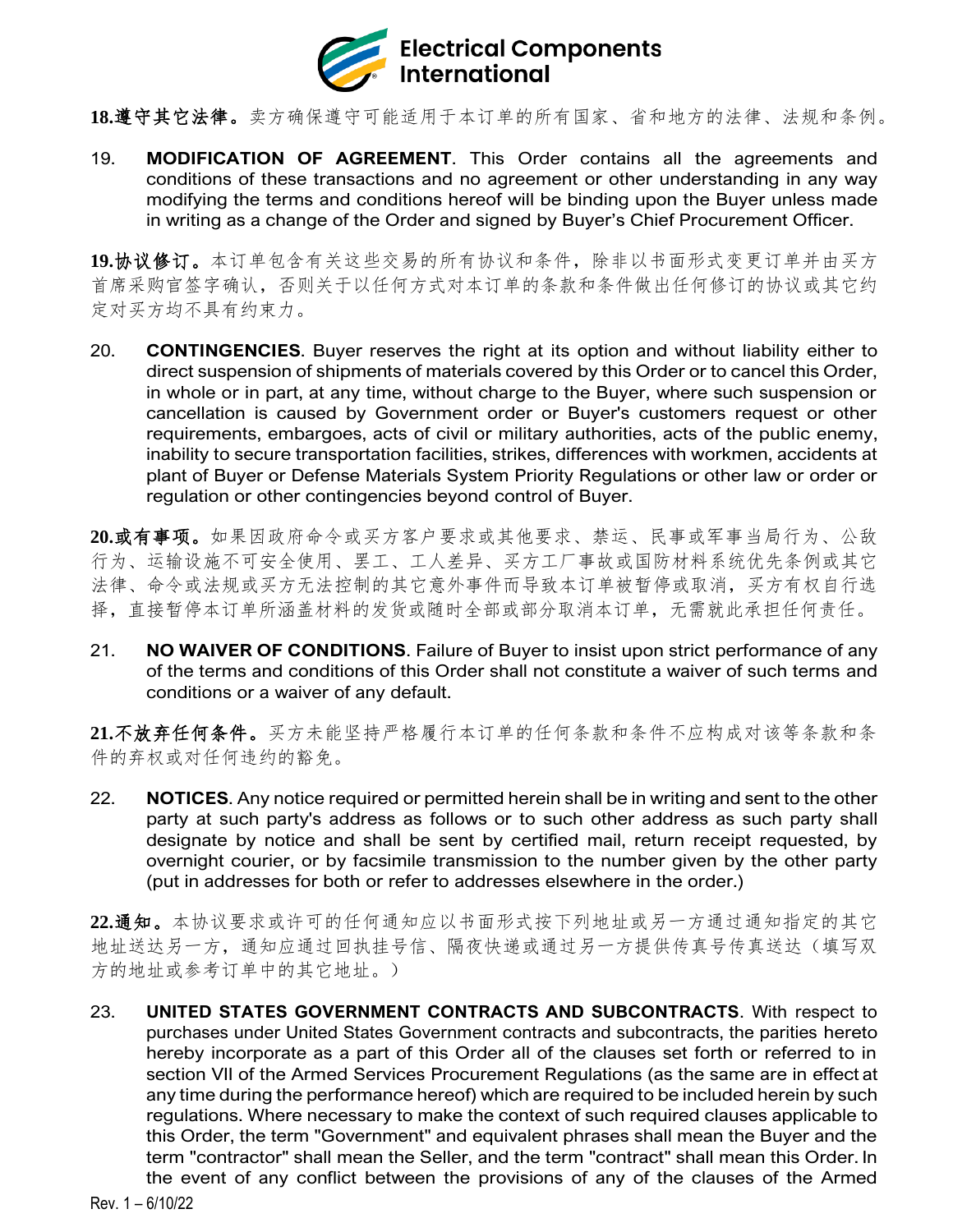**18.遵守其它法律。**卖方确保遵守可能适用于本订单的所有国家、省和地方的法律、法规和条例。

19. **MODIFICATION OF AGREEMENT**. This Order contains all the agreements and conditions of these transactions and no agreement or other understanding in any way modifying the terms and conditions hereof will be binding upon the Buyer unless made in writing as a change of the Order and signed by Buyer's Chief Procurement Officer.

**19.协议修订。**本订单包含有关这些交易的所有协议和条件，除非以书面形式变更订单并由买方首席采购官签字确认，否则关于以任何方式对本订单的条款和条件做出任何修订的协议或其它约定对买方均不具有约束力。

20. **CONTINGENCIES**. Buyer reserves the right at its option and without liability either to direct suspension of shipments of materials covered by this Order or to cancel this Order, in whole or in part, at any time, without charge to the Buyer, where such suspension or cancellation is caused by Government order or Buyer's customers request or other requirements, embargoes, acts of civil or military authorities, acts of the public enemy, inability to secure transportation facilities, strikes, differences with workmen, accidents at plant of Buyer or Defense Materials System Priority Regulations or other law or order or regulation or other contingencies beyond control of Buyer.

**20.或有事项。**如果因政府命令或买方客户要求或其他要求、禁运、民事或军事当局行为、公敌行为、运输设施不可安全使用、罢工、工人差异、买方工厂事故或国防材料系统优先条例或其它法律、命令或法规或买方无法控制的其它意外事件而导致本订单被暂停或取消，买方有权自行选择，直接暂停本订单所涵盖材料的发货或随时全部或部分取消本订单，无需就此承担任何责任。

21. **NO WAIVER OF CONDITIONS**. Failure of Buyer to insist upon strict performance of any of the terms and conditions of this Order shall not constitute a waiver of such terms and conditions or a waiver of any default.

**21.不放弃任何条件。**买方未能坚持严格履行本订单的任何条款和条件不应构成对该等条款和条件的弃权或对任何违约的豁免。

22. **NOTICES**. Any notice required or permitted herein shall be in writing and sent to the other party at such party's address as follows or to such other address as such party shall designate by notice and shall be sent by certified mail, return receipt requested, by overnight courier, or by facsimile transmission to the number given by the other party (put in addresses for both or refer to addresses elsewhere in the order.)

**22.通知。**本协议要求或许可的任何通知应以书面形式按下列地址或另一方通过通知指定的其它地址送达另一方，通知应通过回执挂号信、隔夜快递或通过另一方提供传真号传真送达（填写双方的地址或参考订单中的其它地址。）

23. **UNITED STATES GOVERNMENT CONTRACTS AND SUBCONTRACTS**. With respect to purchases under United States Government contracts and subcontracts, the parities hereto hereby incorporate as a part of this Order all of the clauses set forth or referred to in section VII of the Armed Services Procurement Regulations (as the same are in effect at any time during the performance hereof) which are required to be included herein by such regulations. Where necessary to make the context of such required clauses applicable to this Order, the term "Government" and equivalent phrases shall mean the Buyer and the term "contractor" shall mean the Seller, and the term "contract" shall mean this Order. In the event of any conflict between the provisions of any of the clauses of the Armed

Rev. 1 – 6/10/22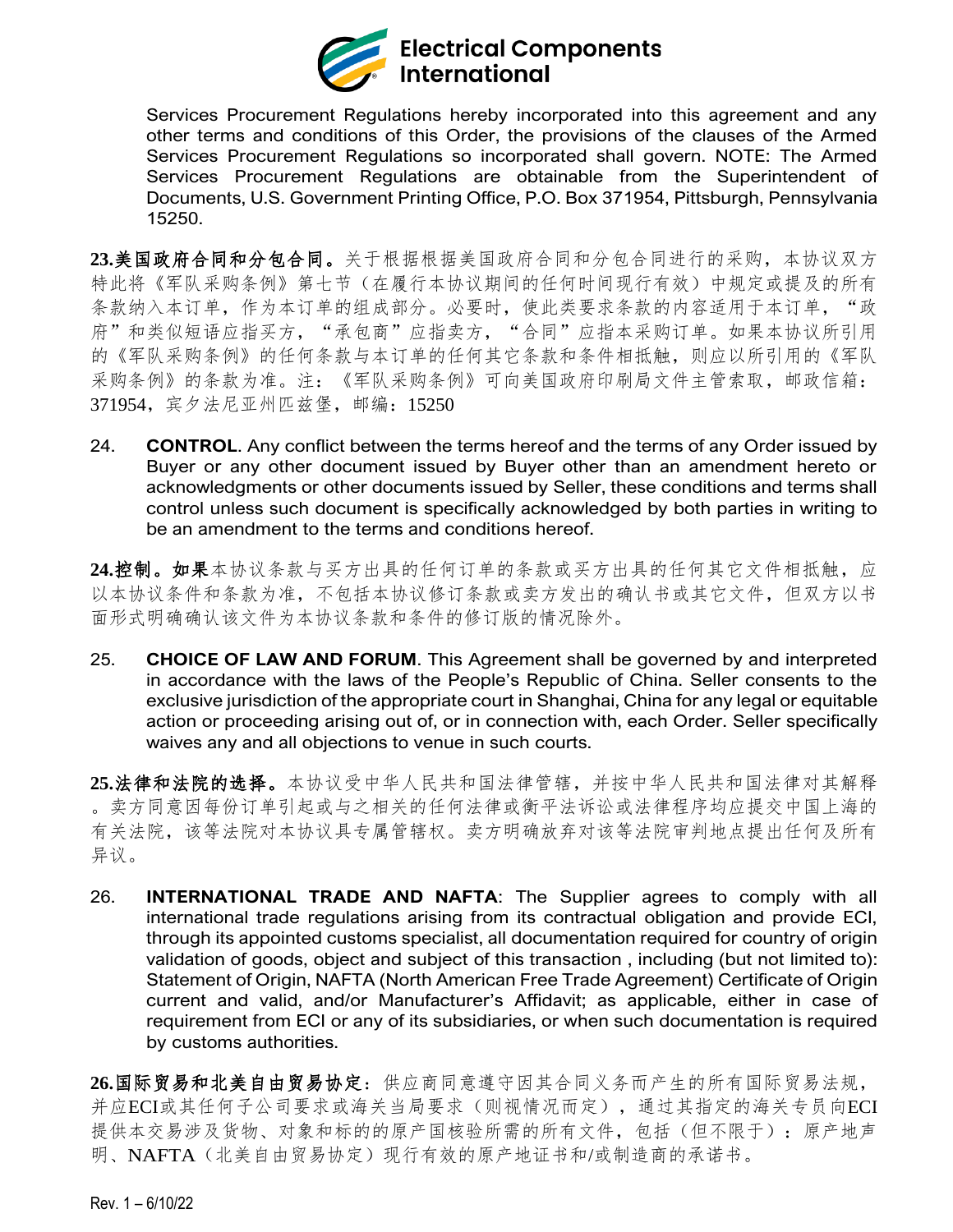Services Procurement Regulations hereby incorporated into this agreement and any other terms and conditions of this Order, the provisions of the clauses of the Armed Services Procurement Regulations so incorporated shall govern. NOTE: The Armed Services Procurement Regulations are obtainable from the Superintendent of Documents, U.S. Government Printing Office, P.O. Box 371954, Pittsburgh, Pennsylvania 15250.

**23.美国政府合同和分包合同。**关于根据根据美国政府合同和分包合同进行的采购，本协议双方特此将《军队采购条例》第七节（在履行本协议期间的任何时间现行有效）中规定或提及的所有条款纳入本订单，作为本订单的组成部分。必要时，使此类要求条款的内容适用于本订单，“政府”和类似短语应指买方，“承包商”应指卖方，“合同”应指本采购订单。如果本协议所引用的《军队采购条例》的任何条款与本订单的任何其它条款和条件相抵触，则应以所引用的《军队采购条例》的条款为准。注：《军队采购条例》可向美国政府印刷局文件主管索取，邮政信箱：371954，宾夕法尼亚州匹兹堡，邮编：15250

24. **CONTROL**. Any conflict between the terms hereof and the terms of any Order issued by Buyer or any other document issued by Buyer other than an amendment hereto or acknowledgments or other documents issued by Seller, these conditions and terms shall control unless such document is specifically acknowledged by both parties in writing to be an amendment to the terms and conditions hereof.

**24.控制。如果**本协议条款与买方出具的任何订单的条款或买方出具的任何其它文件相抵触，应以本协议条件和条款为准，不包括本协议修订条款或卖方发出的确认书或其它文件，但双方以书面形式明确确认该文件为本协议条款和条件的修订版的情况除外。

25. **CHOICE OF LAW AND FORUM**. This Agreement shall be governed by and interpreted in accordance with the laws of the People's Republic of China. Seller consents to the exclusive jurisdiction of the appropriate court in Shanghai, China for any legal or equitable action or proceeding arising out of, or in connection with, each Order. Seller specifically waives any and all objections to venue in such courts.

**25.法律和法院的选择。**本协议受中华人民共和国法律管辖，并按中华人民共和国法律对其解释。卖方同意因每份订单引起或与之相关的任何法律或衡平法诉讼或法律程序均应提交中国上海的有关法院，该等法院对本协议具专属管辖权。卖方明确放弃对该等法院审判地点提出任何及所有异议。

26. **INTERNATIONAL TRADE AND NAFTA**: The Supplier agrees to comply with all international trade regulations arising from its contractual obligation and provide ECI, through its appointed customs specialist, all documentation required for country of origin validation of goods, object and subject of this transaction , including (but not limited to): Statement of Origin, NAFTA (North American Free Trade Agreement) Certificate of Origin current and valid, and/or Manufacturer's Affidavit; as applicable, either in case of requirement from ECI or any of its subsidiaries, or when such documentation is required by customs authorities.

**26.国际贸易和北美自由贸易协定**：供应商同意遵守因其合同义务而产生的所有国际贸易法规，并应ECI或其任何子公司要求或海关当局要求（则视情况而定），通过其指定的海关专员向ECI提供本交易涉及货物、对象和标的的原产国核验所需的所有文件，包括（但不限于）：原产地声明、NAFTA（北美自由贸易协定）现行有效的原产地证书和/或制造商的承诺书。

Rev. 1 – 6/10/22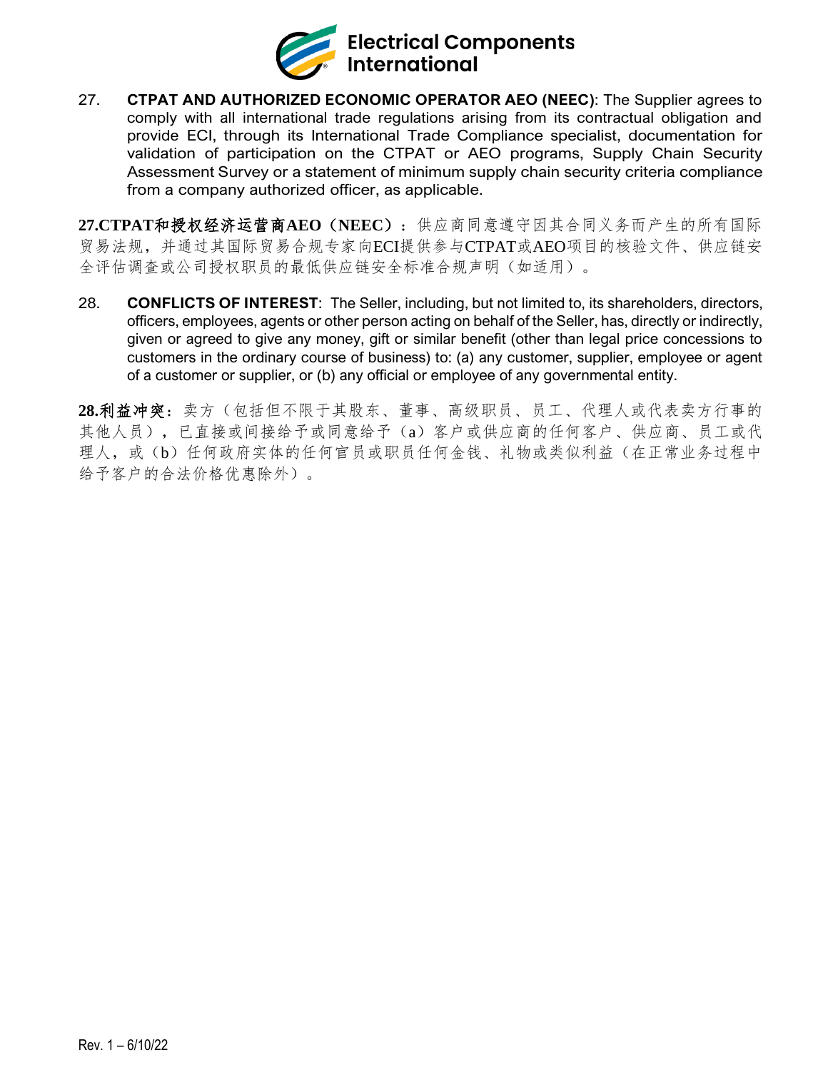27. **CTPAT AND AUTHORIZED ECONOMIC OPERATOR AEO (NEEC)**: The Supplier agrees to comply with all international trade regulations arising from its contractual obligation and provide ECI, through its International Trade Compliance specialist, documentation for validation of participation on the CTPAT or AEO programs, Supply Chain Security Assessment Survey or a statement of minimum supply chain security criteria compliance from a company authorized officer, as applicable.

**27.CTPAT和授权经济运营商AEO（NEEC）**：供应商同意遵守因其合同义务而产生的所有国际贸易法规，并通过其国际贸易合规专家向ECI提供参与CTPAT或AEO项目的核验文件、供应链安全评估调查或公司授权职员的最低供应链安全标准合规声明（如适用）。

28. **CONFLICTS OF INTEREST**: The Seller, including, but not limited to, its shareholders, directors, officers, employees, agents or other person acting on behalf of the Seller, has, directly or indirectly, given or agreed to give any money, gift or similar benefit (other than legal price concessions to customers in the ordinary course of business) to: (a) any customer, supplier, employee or agent of a customer or supplier, or (b) any official or employee of any governmental entity.

**28.利益冲突**：卖方（包括但不限于其股东、董事、高级职员、员工、代理人或代表卖方行事的其他人员），已直接或间接给予或同意给予（a）客户或供应商的任何客户、供应商、员工或代理人，或（b）任何政府实体的任何官员或职员任何金钱、礼物或类似利益（在正常业务过程中给予客户的合法价格优惠除外）。

Rev. 1 – 6/10/22